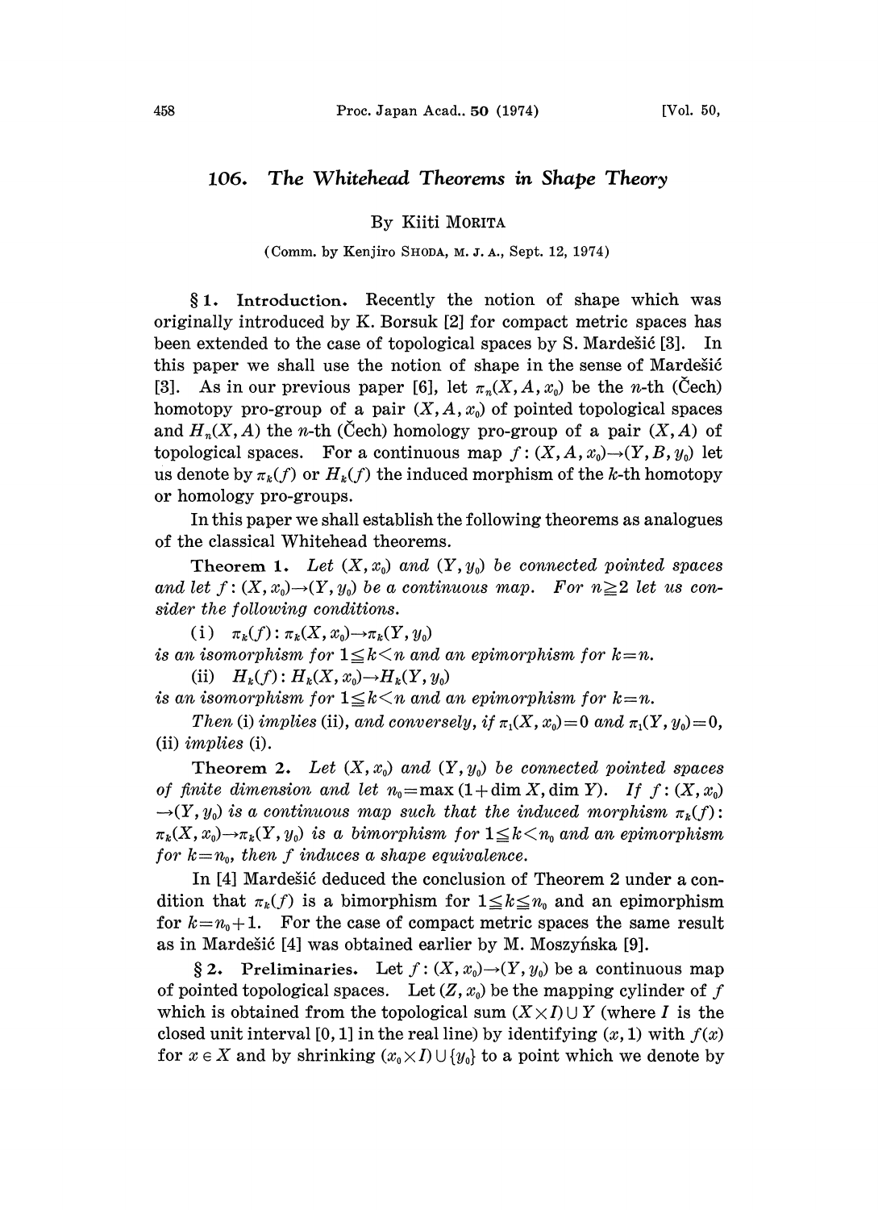# 106. The Whitehead Theorems in Shape Theory

By Kiiti MORITA

(Comm. by Kenjiro SHODA, M. J. A., Sept. 12, 1974)

**§ 1. Introduction.** Recently the notion of shape which was originally introduced by K. Borsuk [2] for compact metric spaces has been extended to the case of topological spaces by S. Mardešić [3]. In this paper we shall use the notion of shape in the sense of Mardešić [3]. As in our previous paper [6], let $\pi_n(X, A, x_0)$ be the $n$-th (Čech) homotopy pro-group of a pair $(X, A, x_0)$ of pointed topological spaces and $H_n(X, A)$ the $n$-th (Čech) homology pro-group of a pair $(X, A)$ of topological spaces. For a continuous map $f:(X, A, x_0)\to(Y, B, y_0)$ let us denote by $\pi_k(f)$ or $H_k(f)$ the induced morphism of the $k$-th homotopy or homology pro-groups.

In this paper we shall establish the following theorems as analogues of the classical Whitehead theorems.

**Theorem 1.** *Let $(X, x_0)$ and $(Y, y_0)$ be connected pointed spaces and let $f:(X, x_0)\to(Y, y_0)$ be a continuous map. For $n\geqq 2$ let us consider the following conditions.*

(i) $\pi_k(f):\pi_k(X, x_0)\to\pi_k(Y, y_0)$

*is an isomorphism for $1\leqq k<n$ and an epimorphism for $k=n$.*

(ii) $H_k(f):H_k(X, x_0)\to H_k(Y, y_0)$

*is an isomorphism for $1\leqq k<n$ and an epimorphism for $k=n$.*

*Then* (i) *implies* (ii), *and conversely, if $\pi_1(X, x_0)=0$ and $\pi_1(Y, y_0)=0$,* (ii) *implies* (i).

**Theorem 2.** *Let $(X, x_0)$ and $(Y, y_0)$ be connected pointed spaces of finite dimension and let $n_0=\max(1+\dim X, \dim Y)$. If $f:(X, x_0)\to(Y, y_0)$ is a continuous map such that the induced morphism $\pi_k(f)$: $\pi_k(X, x_0)\to\pi_k(Y, y_0)$ is a bimorphism for $1\leqq k<n_0$ and an epimorphism for $k=n_0$, then $f$ induces a shape equivalence.*

In [4] Mardešić deduced the conclusion of Theorem 2 under a condition that $\pi_k(f)$ is a bimorphism for $1\leqq k\leqq n_0$ and an epimorphism for $k=n_0+1$. For the case of compact metric spaces the same result as in Mardešić [4] was obtained earlier by M. Moszyńska [9].

**§ 2. Preliminaries.** Let $f:(X, x_0)\to(Y, y_0)$ be a continuous map of pointed topological spaces. Let $(Z, x_0)$ be the mapping cylinder of $f$ which is obtained from the topological sum $(X\times I)\cup Y$ (where $I$ is the closed unit interval $[0, 1]$ in the real line) by identifying $(x, 1)$ with $f(x)$ for $x\in X$ and by shrinking $(x_0\times I)\cup\{y_0\}$ to a point which we denote by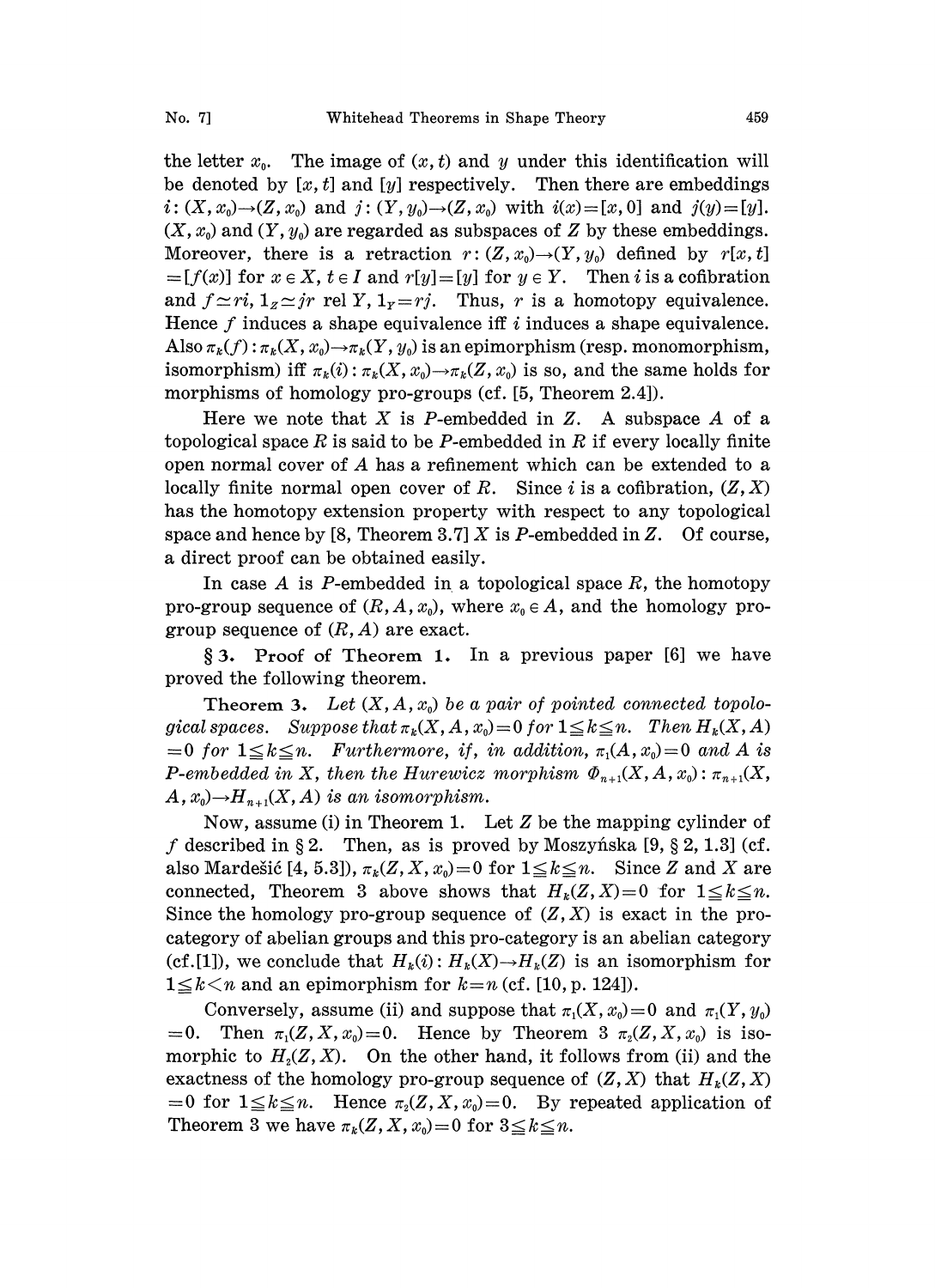the letter $x_0$. The image of $(x, t)$ and $y$ under this identification will be denoted by $[x, t]$ and $[y]$ respectively. Then there are embeddings $i: (X, x_0) \to (Z, x_0)$ and $j: (Y, y_0) \to (Z, x_0)$ with $i(x) = [x, 0]$ and $j(y) = [y]$. $(X, x_0)$ and $(Y, y_0)$ are regarded as subspaces of $Z$ by these embeddings. Moreover, there is a retraction $r: (Z, x_0) \to (Y, y_0)$ defined by $r[x, t] = [f(x)]$ for $x \in X$, $t \in I$ and $r[y] = [y]$ for $y \in Y$. Then $i$ is a cofibration and $f \simeq ri$, $1_Z \simeq jr$ rel $Y$, $1_Y = rj$. Thus, $r$ is a homotopy equivalence. Hence $f$ induces a shape equivalence iff $i$ induces a shape equivalence. Also $\pi_k(f): \pi_k(X, x_0) \to \pi_k(Y, y_0)$ is an epimorphism (resp. monomorphism, isomorphism) iff $\pi_k(i): \pi_k(X, x_0) \to \pi_k(Z, x_0)$ is so, and the same holds for morphisms of homology pro-groups (cf. [5, Theorem 2.4]).

Here we note that $X$ is $P$-embedded in $Z$. A subspace $A$ of a topological space $R$ is said to be $P$-embedded in $R$ if every locally finite open normal cover of $A$ has a refinement which can be extended to a locally finite normal open cover of $R$. Since $i$ is a cofibration, $(Z, X)$ has the homotopy extension property with respect to any topological space and hence by [8, Theorem 3.7] $X$ is $P$-embedded in $Z$. Of course, a direct proof can be obtained easily.

In case $A$ is $P$-embedded in a topological space $R$, the homotopy pro-group sequence of $(R, A, x_0)$, where $x_0 \in A$, and the homology pro-group sequence of $(R, A)$ are exact.

**§ 3. Proof of Theorem 1.** In a previous paper [6] we have proved the following theorem.

**Theorem 3.** *Let $(X, A, x_0)$ be a pair of pointed connected topological spaces. Suppose that $\pi_k(X, A, x_0) = 0$ for $1 \leqq k \leqq n$. Then $H_k(X, A) = 0$ for $1 \leqq k \leqq n$. Furthermore, if, in addition, $\pi_1(A, x_0) = 0$ and $A$ is $P$-embedded in $X$, then the Hurewicz morphism $\Phi_{n+1}(X, A, x_0): \pi_{n+1}(X, A, x_0) \to H_{n+1}(X, A)$ is an isomorphism.*

Now, assume (i) in Theorem 1. Let $Z$ be the mapping cylinder of $f$ described in § 2. Then, as is proved by Moszyńska [9, § 2, 1.3] (cf. also Mardešić [4, 5.3]), $\pi_k(Z, X, x_0) = 0$ for $1 \leqq k \leqq n$. Since $Z$ and $X$ are connected, Theorem 3 above shows that $H_k(Z, X) = 0$ for $1 \leqq k \leqq n$. Since the homology pro-group sequence of $(Z, X)$ is exact in the pro-category of abelian groups and this pro-category is an abelian category (cf. [1]), we conclude that $H_k(i): H_k(X) \to H_k(Z)$ is an isomorphism for $1 \leqq k < n$ and an epimorphism for $k = n$ (cf. [10, p. 124]).

Conversely, assume (ii) and suppose that $\pi_1(X, x_0) = 0$ and $\pi_1(Y, y_0) = 0$. Then $\pi_1(Z, X, x_0) = 0$. Hence by Theorem 3 $\pi_2(Z, X, x_0)$ is isomorphic to $H_2(Z, X)$. On the other hand, it follows from (ii) and the exactness of the homology pro-group sequence of $(Z, X)$ that $H_k(Z, X) = 0$ for $1 \leqq k \leqq n$. Hence $\pi_2(Z, X, x_0) = 0$. By repeated application of Theorem 3 we have $\pi_k(Z, X, x_0) = 0$ for $3 \leqq k \leqq n$.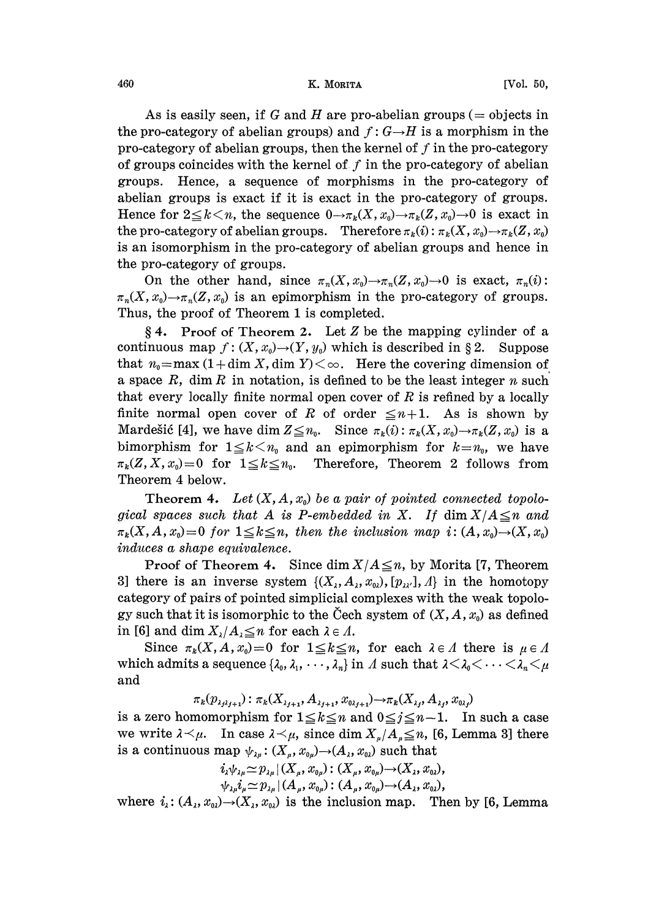As is easily seen, if $G$ and $H$ are pro-abelian groups (= objects in the pro-category of abelian groups) and $f: G \to H$ is a morphism in the pro-category of abelian groups, then the kernel of $f$ in the pro-category of groups coincides with the kernel of $f$ in the pro-category of abelian groups. Hence, a sequence of morphisms in the pro-category of abelian groups is exact if it is exact in the pro-category of groups. Hence for $2 \leq k < n$, the sequence $0 \to \pi_k(X, x_0) \to \pi_k(Z, x_0) \to 0$ is exact in the pro-category of abelian groups. Therefore $\pi_k(i): \pi_k(X, x_0) \to \pi_k(Z, x_0)$ is an isomorphism in the pro-category of abelian groups and hence in the pro-category of groups.

On the other hand, since $\pi_n(X, x_0) \to \pi_n(Z, x_0) \to 0$ is exact, $\pi_n(i)$: $\pi_n(X, x_0) \to \pi_n(Z, x_0)$ is an epimorphism in the pro-category of groups. Thus, the proof of Theorem 1 is completed.

**§ 4. Proof of Theorem 2.** Let $Z$ be the mapping cylinder of a continuous map $f: (X, x_0) \to (Y, y_0)$ which is described in § 2. Suppose that $n_0 = \max(1 + \dim X, \dim Y) < \infty$. Here the covering dimension of a space $R$, $\dim R$ in notation, is defined to be the least integer $n$ such that every locally finite normal open cover of $R$ is refined by a locally finite normal open cover of $R$ of order $\leq n+1$. As is shown by Mardešić [4], we have $\dim Z \leq n_0$. Since $\pi_k(i): \pi_k(X, x_0) \to \pi_k(Z, x_0)$ is a bimorphism for $1 \leq k < n_0$ and an epimorphism for $k = n_0$, we have $\pi_k(Z, X, x_0) = 0$ for $1 \leq k \leq n_0$. Therefore, Theorem 2 follows from Theorem 4 below.

**Theorem 4.** *Let $(X, A, x_0)$ be a pair of pointed connected topological spaces such that $A$ is P-embedded in $X$. If $\dim X/A \leq n$ and $\pi_k(X, A, x_0) = 0$ for $1 \leq k \leq n$, then the inclusion map $i: (A, x_0) \to (X, x_0)$ induces a shape equivalence.*

**Proof of Theorem 4.** Since $\dim X/A \leq n$, by Morita [7, Theorem 3] there is an inverse system $\{(X_\lambda, A_\lambda, x_{0\lambda}), [p_{\lambda\lambda'}], \Lambda\}$ in the homotopy category of pairs of pointed simplicial complexes with the weak topology such that it is isomorphic to the Čech system of $(X, A, x_0)$ as defined in [6] and $\dim X_\lambda / A_\lambda \leq n$ for each $\lambda \in \Lambda$.

Since $\pi_k(X, A, x_0) = 0$ for $1 \leq k \leq n$, for each $\lambda \in \Lambda$ there is $\mu \in \Lambda$ which admits a sequence $\{\lambda_0, \lambda_1, \cdots, \lambda_n\}$ in $\Lambda$ such that $\lambda < \lambda_0 < \cdots < \lambda_n < \mu$ and

$$\pi_k(p_{\lambda_j \lambda_{j+1}}): \pi_k(X_{\lambda_{j+1}}, A_{\lambda_{j+1}}, x_{0\lambda_{j+1}}) \to \pi_k(X_{\lambda_j}, A_{\lambda_j}, x_{0\lambda_j})$$

is a zero homomorphism for $1 \leq k \leq n$ and $0 \leq j \leq n-1$. In such a case we write $\lambda \prec \mu$. In case $\lambda \prec \mu$, since $\dim X_\mu / A_\mu \leq n$, [6, Lemma 3] there is a continuous map $\psi_{\lambda\mu}: (X_\mu, x_{0\mu}) \to (A_\lambda, x_{0\lambda})$ such that

$$i_\lambda \psi_{\lambda\mu} \simeq p_{\lambda\mu} | (X_\mu, x_{0\mu}): (X_\mu, x_{0\mu}) \to (X_\lambda, x_{0\lambda}),$$

$$\psi_{\lambda\mu} i_\mu \simeq p_{\lambda\mu} | (A_\mu, x_{0\mu}): (A_\mu, x_{0\mu}) \to (A_\lambda, x_{0\lambda}),$$

where $i_\lambda: (A_\lambda, x_{0\lambda}) \to (X_\lambda, x_{0\lambda})$ is the inclusion map. Then by [6, Lemma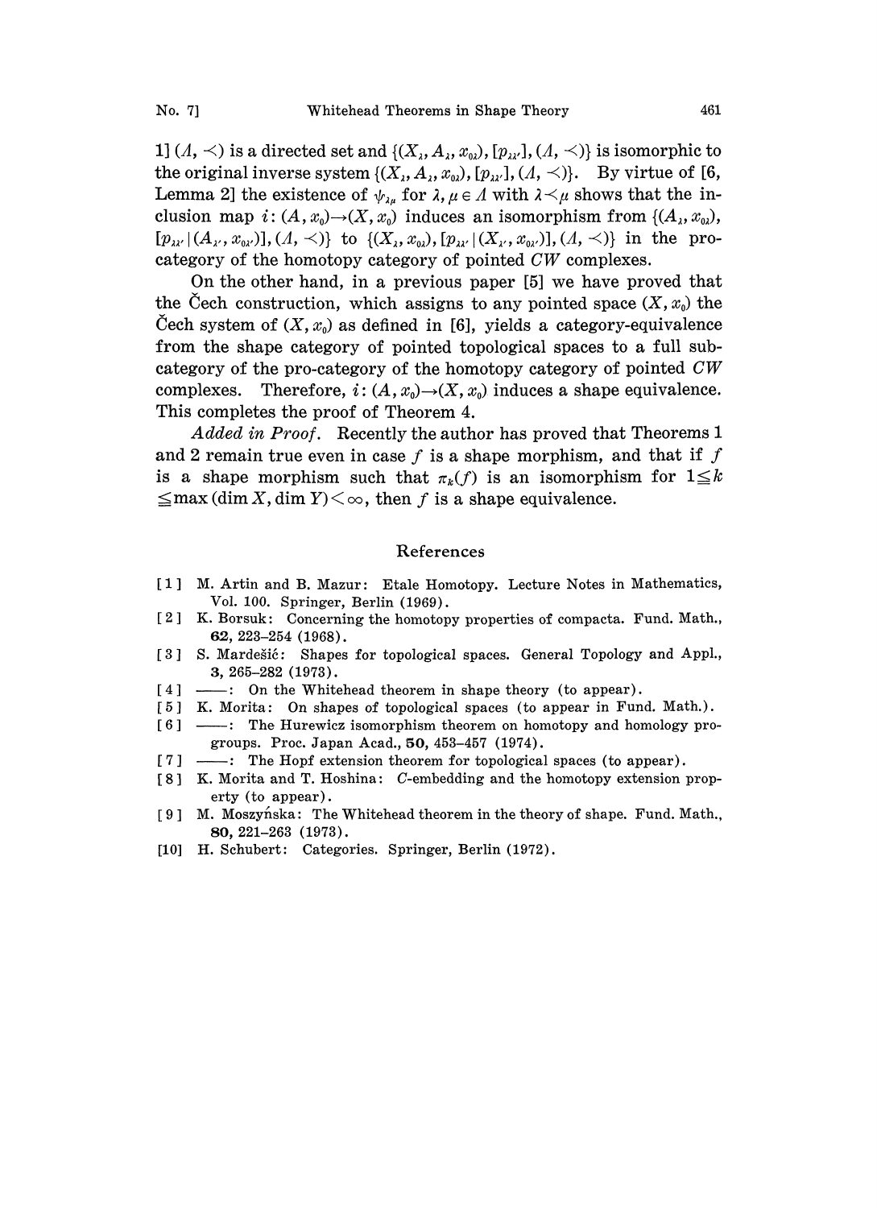1] $(\Lambda, \prec)$ is a directed set and $\{(X_\lambda, A_\lambda, x_{0\lambda}), [p_{\lambda\lambda'}], (\Lambda, \prec)\}$ is isomorphic to the original inverse system $\{(X_\lambda, A_\lambda, x_{0\lambda}), [p_{\lambda\lambda'}], (\Lambda, \prec)\}$. By virtue of [6, Lemma 2] the existence of $\psi_{\lambda\mu}$ for $\lambda, \mu \in \Lambda$ with $\lambda \prec \mu$ shows that the inclusion map $i: (A, x_0) \to (X, x_0)$ induces an isomorphism from $\{(A_\lambda, x_{0\lambda}), [p_{\lambda\lambda'} | (A_{\lambda'}, x_{0\lambda'})], (\Lambda, \prec)\}$ to $\{(X_\lambda, x_{0\lambda}), [p_{\lambda\lambda'} | (X_{\lambda'}, x_{0\lambda'})], (\Lambda, \prec)\}$ in the pro-category of the homotopy category of pointed $CW$ complexes.

On the other hand, in a previous paper [5] we have proved that the Čech construction, which assigns to any pointed space $(X, x_0)$ the Čech system of $(X, x_0)$ as defined in [6], yields a category-equivalence from the shape category of pointed topological spaces to a full subcategory of the pro-category of the homotopy category of pointed $CW$ complexes. Therefore, $i: (A, x_0) \to (X, x_0)$ induces a shape equivalence. This completes the proof of Theorem 4.

*Added in Proof.* Recently the author has proved that Theorems 1 and 2 remain true even in case $f$ is a shape morphism, and that if $f$ is a shape morphism such that $\pi_k(f)$ is an isomorphism for $1 \leq k \leq \max(\dim X, \dim Y) < \infty$, then $f$ is a shape equivalence.

## References

[1] M. Artin and B. Mazur: Etale Homotopy. Lecture Notes in Mathematics, Vol. 100. Springer, Berlin (1969).

[2] K. Borsuk: Concerning the homotopy properties of compacta. Fund. Math., **62**, 223–254 (1968).

[3] S. Mardešić: Shapes for topological spaces. General Topology and Appl., **3**, 265–282 (1973).

[4] ——: On the Whitehead theorem in shape theory (to appear).

[5] K. Morita: On shapes of topological spaces (to appear in Fund. Math.).

[6] ——: The Hurewicz isomorphism theorem on homotopy and homology pro-groups. Proc. Japan Acad., **50**, 453–457 (1974).

[7] ——: The Hopf extension theorem for topological spaces (to appear).

[8] K. Morita and T. Hoshina: *C*-embedding and the homotopy extension property (to appear).

[9] M. Moszyńska: The Whitehead theorem in the theory of shape. Fund. Math., **80**, 221–263 (1973).

[10] H. Schubert: Categories. Springer, Berlin (1972).